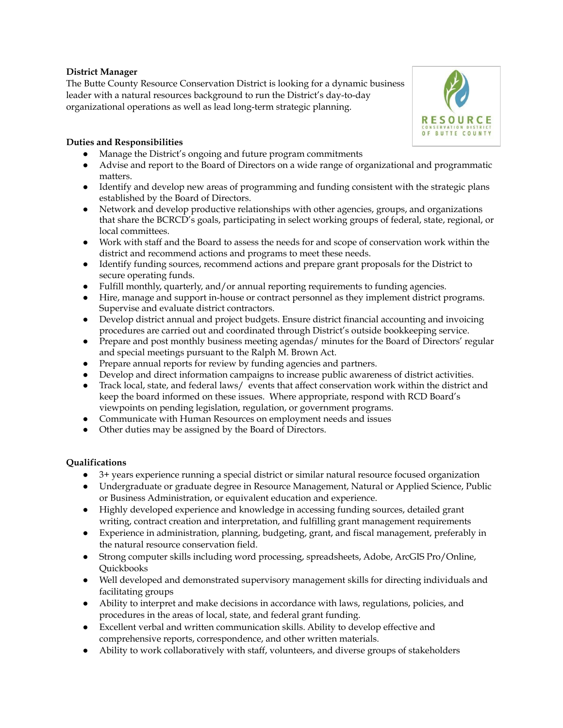**District Manager**

The Butte County Resource Conservation District is looking for a dynamic business leader with a natural resources background to run the District's day-to-day organizational operations as well as lead long-term strategic planning.

**Duties and Responsibilities**

- Manage the District's ongoing and future program commitments
- Advise and report to the Board of Directors on a wide range of organizational and programmatic matters.
- Identify and develop new areas of programming and funding consistent with the strategic plans established by the Board of Directors.
- Network and develop productive relationships with other agencies, groups, and organizations that share the BCRCD's goals, participating in select working groups of federal, state, regional, or local committees.
- Work with staff and the Board to assess the needs for and scope of conservation work within the district and recommend actions and programs to meet these needs.
- Identify funding sources, recommend actions and prepare grant proposals for the District to secure operating funds.
- Fulfill monthly, quarterly, and/or annual reporting requirements to funding agencies.
- Hire, manage and support in-house or contract personnel as they implement district programs. Supervise and evaluate district contractors.
- Develop district annual and project budgets. Ensure district financial accounting and invoicing procedures are carried out and coordinated through District's outside bookkeeping service.
- Prepare and post monthly business meeting agendas/ minutes for the Board of Directors' regular and special meetings pursuant to the Ralph M. Brown Act.
- Prepare annual reports for review by funding agencies and partners.
- Develop and direct information campaigns to increase public awareness of district activities.
- Track local, state, and federal laws/ events that affect conservation work within the district and keep the board informed on these issues. Where appropriate, respond with RCD Board's viewpoints on pending legislation, regulation, or government programs.
- Communicate with Human Resources on employment needs and issues
- Other duties may be assigned by the Board of Directors.

**Qualifications**

- 3+ years experience running a special district or similar natural resource focused organization
- Undergraduate or graduate degree in Resource Management, Natural or Applied Science, Public or Business Administration, or equivalent education and experience.
- Highly developed experience and knowledge in accessing funding sources, detailed grant writing, contract creation and interpretation, and fulfilling grant management requirements
- Experience in administration, planning, budgeting, grant, and fiscal management, preferably in the natural resource conservation field.
- Strong computer skills including word processing, spreadsheets, Adobe, ArcGIS Pro/Online, Quickbooks
- Well developed and demonstrated supervisory management skills for directing individuals and facilitating groups
- Ability to interpret and make decisions in accordance with laws, regulations, policies, and procedures in the areas of local, state, and federal grant funding.
- Excellent verbal and written communication skills. Ability to develop effective and comprehensive reports, correspondence, and other written materials.
- Ability to work collaboratively with staff, volunteers, and diverse groups of stakeholders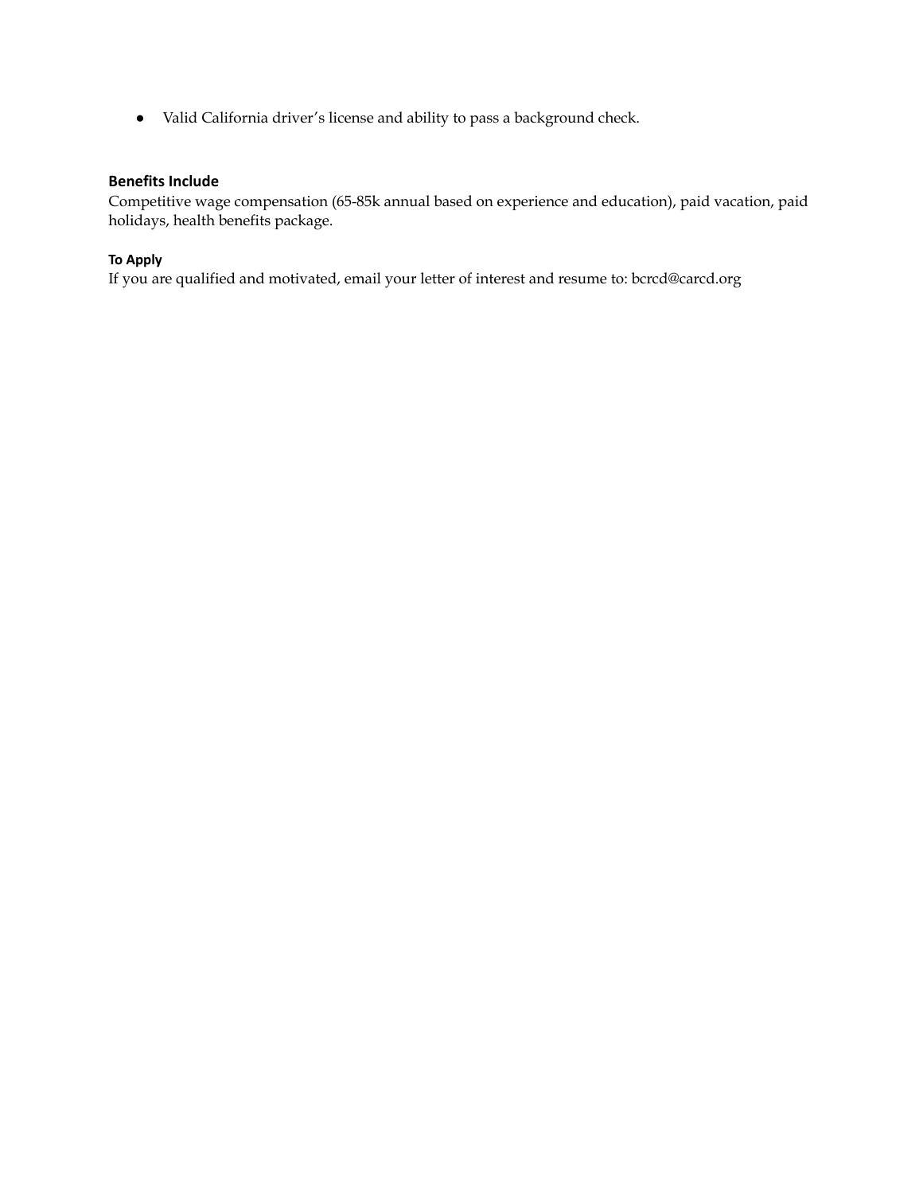- Valid California driver's license and ability to pass a background check.

### Benefits Include

Competitive wage compensation (65-85k annual based on experience and education), paid vacation, paid holidays, health benefits package.

#### To Apply

If you are qualified and motivated, email your letter of interest and resume to: bcrcd@carcd.org